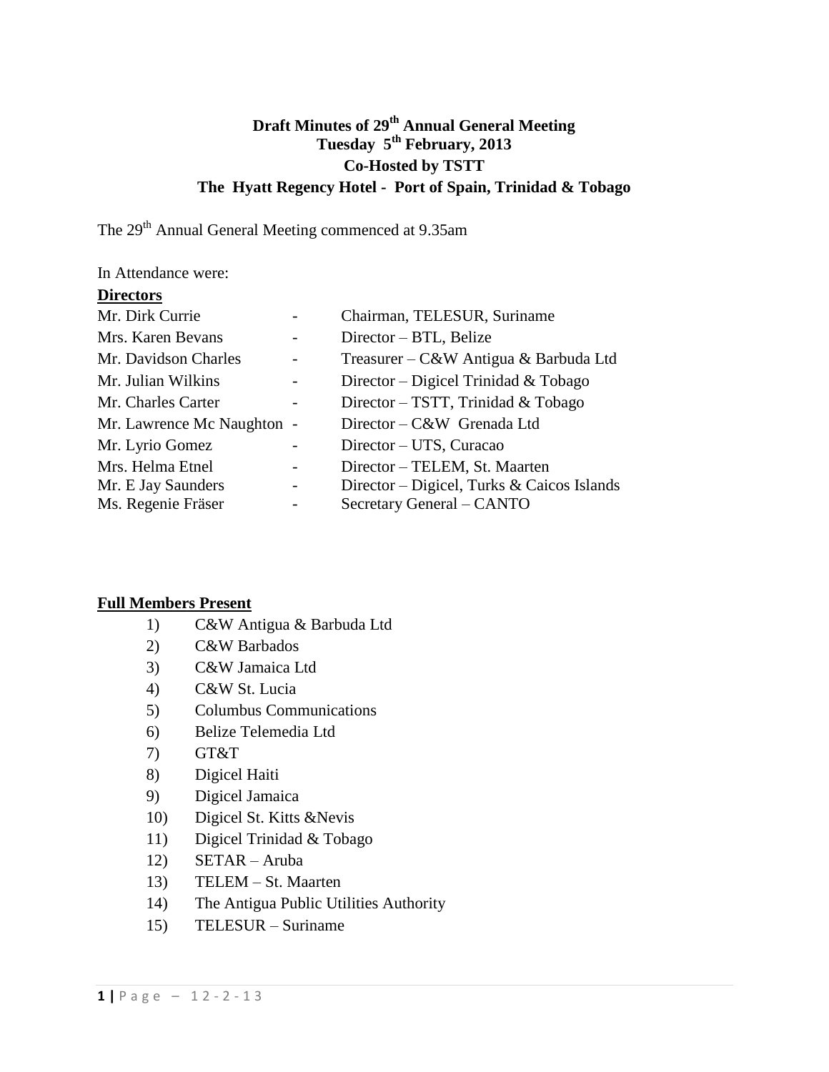# Draft Minutes of 29th Annual General Meeting

## Tuesday 5th February, 2013

## Co-Hosted by TSTT

## The Hyatt Regency Hotel - Port of Spain, Trinidad & Tobago

The 29th Annual General Meeting commenced at 9.35am

In Attendance were:

**Directors**

| | | |
|---|---|---|
| Mr. Dirk Currie | - | Chairman, TELESUR, Suriname |
| Mrs. Karen Bevans | - | Director – BTL, Belize |
| Mr. Davidson Charles | - | Treasurer – C&W Antigua & Barbuda Ltd |
| Mr. Julian Wilkins | - | Director – Digicel Trinidad & Tobago |
| Mr. Charles Carter | - | Director – TSTT, Trinidad & Tobago |
| Mr. Lawrence Mc Naughton | - | Director – C&W Grenada Ltd |
| Mr. Lyrio Gomez | - | Director – UTS, Curacao |
| Mrs. Helma Etnel | - | Director – TELEM, St. Maarten |
| Mr. E Jay Saunders | - | Director – Digicel, Turks & Caicos Islands |
| Ms. Regenie Fräser | - | Secretary General – CANTO |

**Full Members Present**

1) C&W Antigua & Barbuda Ltd
2) C&W Barbados
3) C&W Jamaica Ltd
4) C&W St. Lucia
5) Columbus Communications
6) Belize Telemedia Ltd
7) GT&T
8) Digicel Haiti
9) Digicel Jamaica
10) Digicel St. Kitts &Nevis
11) Digicel Trinidad & Tobago
12) SETAR – Aruba
13) TELEM – St. Maarten
14) The Antigua Public Utilities Authority
15) TELESUR – Suriname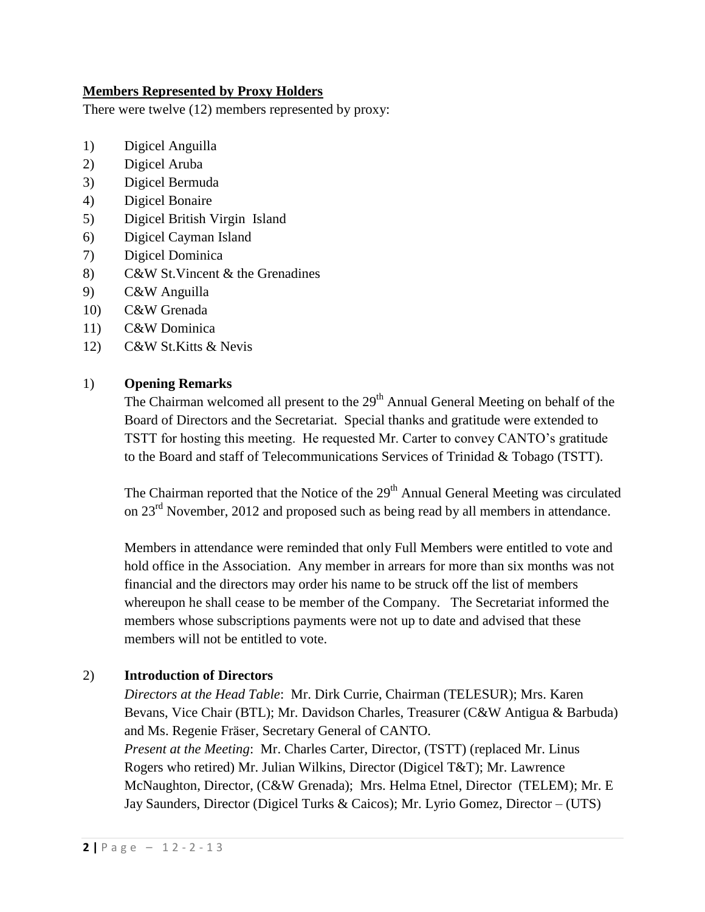**Members Represented by Proxy Holders**

There were twelve (12) members represented by proxy:

1) Digicel Anguilla
2) Digicel Aruba
3) Digicel Bermuda
4) Digicel Bonaire
5) Digicel British Virgin Island
6) Digicel Cayman Island
7) Digicel Dominica
8) C&W St.Vincent & the Grenadines
9) C&W Anguilla
10) C&W Grenada
11) C&W Dominica
12) C&W St.Kitts & Nevis

1) **Opening Remarks**

The Chairman welcomed all present to the 29th Annual General Meeting on behalf of the Board of Directors and the Secretariat. Special thanks and gratitude were extended to TSTT for hosting this meeting. He requested Mr. Carter to convey CANTO's gratitude to the Board and staff of Telecommunications Services of Trinidad & Tobago (TSTT).

The Chairman reported that the Notice of the 29th Annual General Meeting was circulated on 23rd November, 2012 and proposed such as being read by all members in attendance.

Members in attendance were reminded that only Full Members were entitled to vote and hold office in the Association. Any member in arrears for more than six months was not financial and the directors may order his name to be struck off the list of members whereupon he shall cease to be member of the Company. The Secretariat informed the members whose subscriptions payments were not up to date and advised that these members will not be entitled to vote.

2) **Introduction of Directors**

*Directors at the Head Table*: Mr. Dirk Currie, Chairman (TELESUR); Mrs. Karen Bevans, Vice Chair (BTL); Mr. Davidson Charles, Treasurer (C&W Antigua & Barbuda) and Ms. Regenie Fräser, Secretary General of CANTO.
*Present at the Meeting*: Mr. Charles Carter, Director, (TSTT) (replaced Mr. Linus Rogers who retired) Mr. Julian Wilkins, Director (Digicel T&T); Mr. Lawrence McNaughton, Director, (C&W Grenada); Mrs. Helma Etnel, Director (TELEM); Mr. E Jay Saunders, Director (Digicel Turks & Caicos); Mr. Lyrio Gomez, Director – (UTS)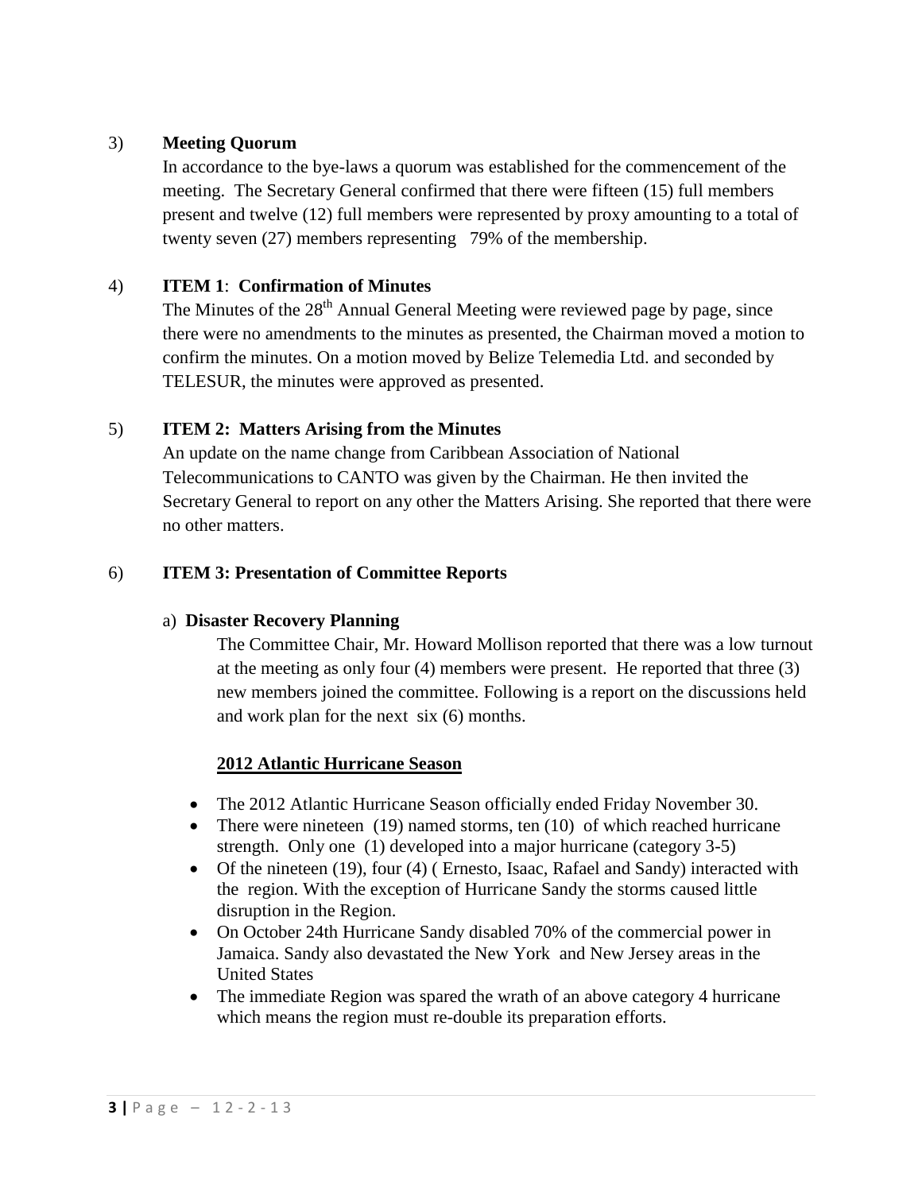3) **Meeting Quorum**

In accordance to the bye-laws a quorum was established for the commencement of the meeting. The Secretary General confirmed that there were fifteen (15) full members present and twelve (12) full members were represented by proxy amounting to a total of twenty seven (27) members representing 79% of the membership.

4) **ITEM 1**: **Confirmation of Minutes**

The Minutes of the 28th Annual General Meeting were reviewed page by page, since there were no amendments to the minutes as presented, the Chairman moved a motion to confirm the minutes. On a motion moved by Belize Telemedia Ltd. and seconded by TELESUR, the minutes were approved as presented.

5) **ITEM 2: Matters Arising from the Minutes**

An update on the name change from Caribbean Association of National Telecommunications to CANTO was given by the Chairman. He then invited the Secretary General to report on any other the Matters Arising. She reported that there were no other matters.

6) **ITEM 3: Presentation of Committee Reports**

a) **Disaster Recovery Planning**

The Committee Chair, Mr. Howard Mollison reported that there was a low turnout at the meeting as only four (4) members were present. He reported that three (3) new members joined the committee. Following is a report on the discussions held and work plan for the next six (6) months.

**<u>2012 Atlantic Hurricane Season</u>**

- The 2012 Atlantic Hurricane Season officially ended Friday November 30.
- There were nineteen (19) named storms, ten (10) of which reached hurricane strength. Only one (1) developed into a major hurricane (category 3-5)
- Of the nineteen (19), four (4) ( Ernesto, Isaac, Rafael and Sandy) interacted with the region. With the exception of Hurricane Sandy the storms caused little disruption in the Region.
- On October 24th Hurricane Sandy disabled 70% of the commercial power in Jamaica. Sandy also devastated the New York and New Jersey areas in the United States
- The immediate Region was spared the wrath of an above category 4 hurricane which means the region must re-double its preparation efforts.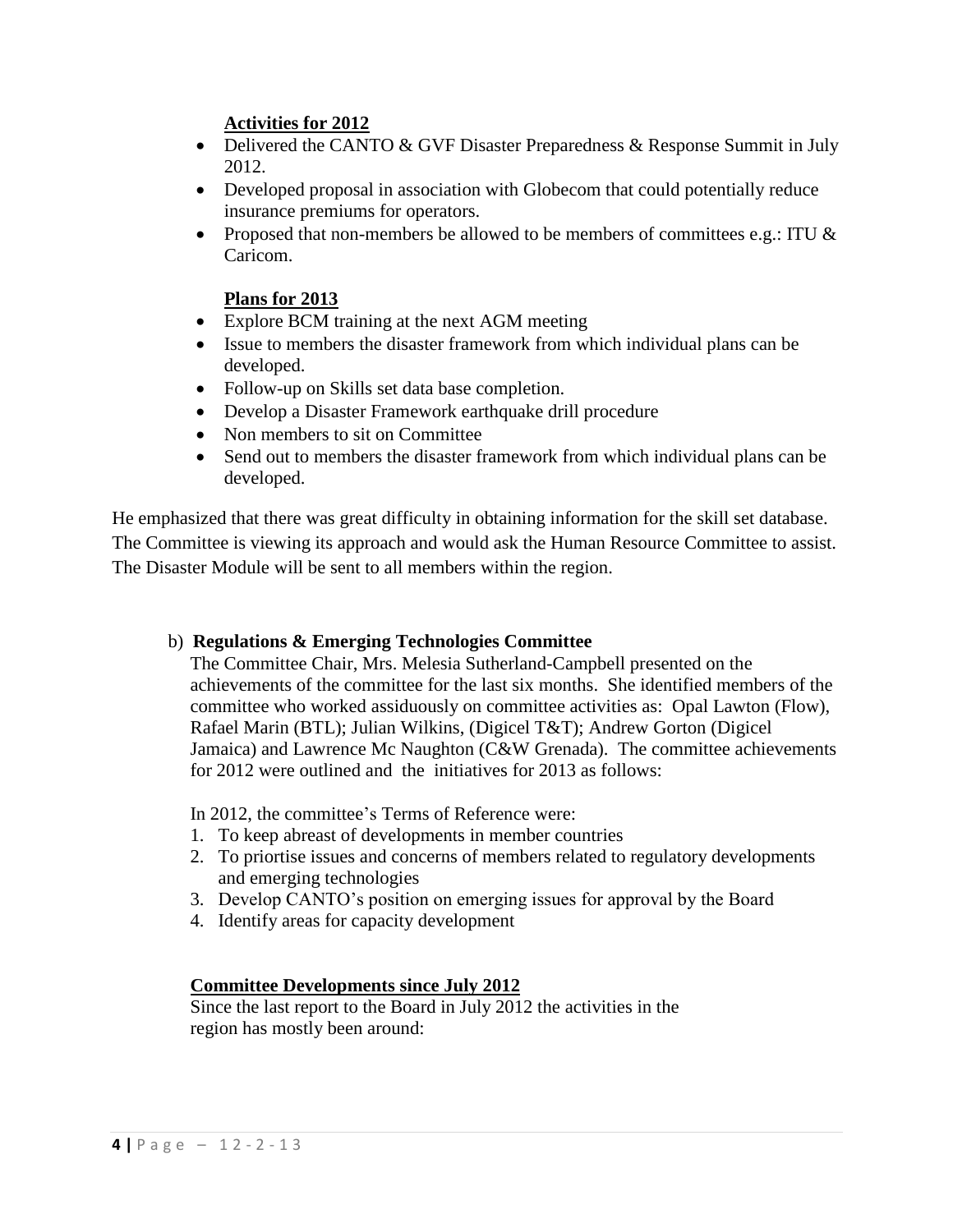**Activities for 2012**

- Delivered the CANTO & GVF Disaster Preparedness & Response Summit in July 2012.
- Developed proposal in association with Globecom that could potentially reduce insurance premiums for operators.
- Proposed that non-members be allowed to be members of committees e.g.: ITU & Caricom.

**Plans for 2013**

- Explore BCM training at the next AGM meeting
- Issue to members the disaster framework from which individual plans can be developed.
- Follow-up on Skills set data base completion.
- Develop a Disaster Framework earthquake drill procedure
- Non members to sit on Committee
- Send out to members the disaster framework from which individual plans can be developed.

He emphasized that there was great difficulty in obtaining information for the skill set database. The Committee is viewing its approach and would ask the Human Resource Committee to assist. The Disaster Module will be sent to all members within the region.

b) **Regulations & Emerging Technologies Committee**

The Committee Chair, Mrs. Melesia Sutherland-Campbell presented on the achievements of the committee for the last six months. She identified members of the committee who worked assiduously on committee activities as: Opal Lawton (Flow), Rafael Marin (BTL); Julian Wilkins, (Digicel T&T); Andrew Gorton (Digicel Jamaica) and Lawrence Mc Naughton (C&W Grenada). The committee achievements for 2012 were outlined and the initiatives for 2013 as follows:

In 2012, the committee's Terms of Reference were:

1. To keep abreast of developments in member countries
2. To priortise issues and concerns of members related to regulatory developments and emerging technologies
3. Develop CANTO's position on emerging issues for approval by the Board
4. Identify areas for capacity development

**Committee Developments since July 2012**

Since the last report to the Board in July 2012 the activities in the region has mostly been around: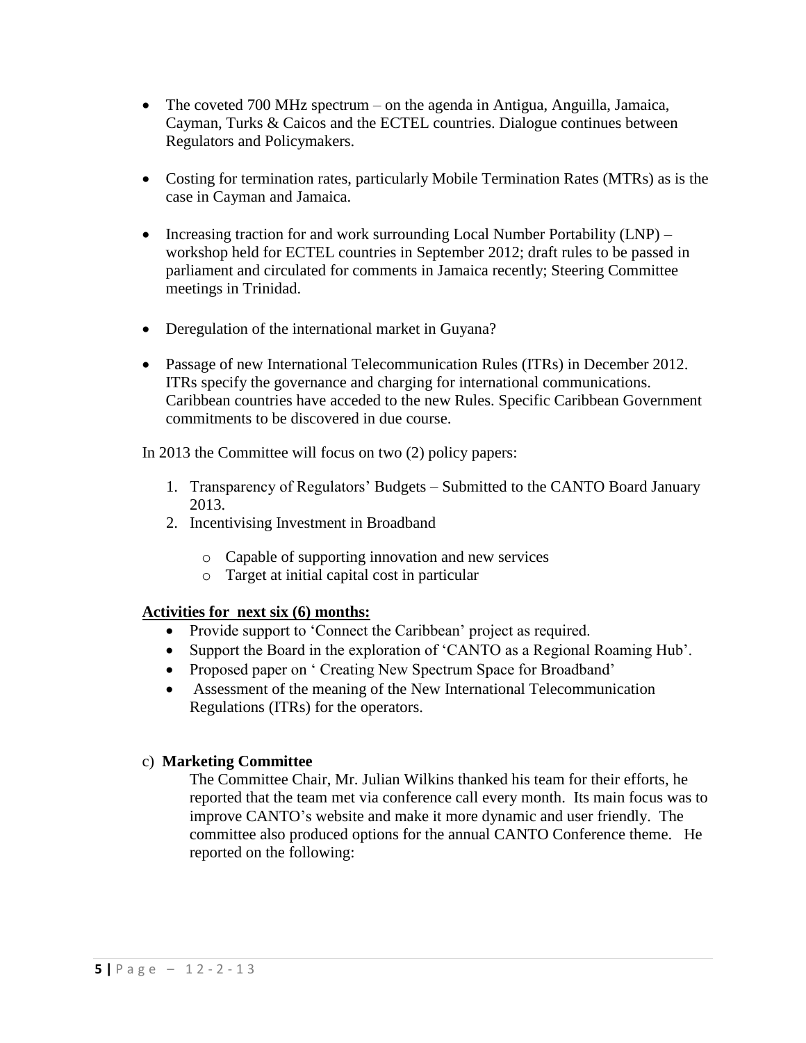- The coveted 700 MHz spectrum – on the agenda in Antigua, Anguilla, Jamaica, Cayman, Turks & Caicos and the ECTEL countries. Dialogue continues between Regulators and Policymakers.

- Costing for termination rates, particularly Mobile Termination Rates (MTRs) as is the case in Cayman and Jamaica.

- Increasing traction for and work surrounding Local Number Portability (LNP) – workshop held for ECTEL countries in September 2012; draft rules to be passed in parliament and circulated for comments in Jamaica recently; Steering Committee meetings in Trinidad.

- Deregulation of the international market in Guyana?

- Passage of new International Telecommunication Rules (ITRs) in December 2012. ITRs specify the governance and charging for international communications. Caribbean countries have acceded to the new Rules. Specific Caribbean Government commitments to be discovered in due course.

In 2013 the Committee will focus on two (2) policy papers:

1. Transparency of Regulators' Budgets – Submitted to the CANTO Board January 2013.
2. Incentivising Investment in Broadband
   - Capable of supporting innovation and new services
   - Target at initial capital cost in particular

**<u>Activities for next six (6) months:</u>**

- Provide support to 'Connect the Caribbean' project as required.
- Support the Board in the exploration of 'CANTO as a Regional Roaming Hub'.
- Proposed paper on ' Creating New Spectrum Space for Broadband'
- Assessment of the meaning of the New International Telecommunication Regulations (ITRs) for the operators.

c) **Marketing Committee**

The Committee Chair, Mr. Julian Wilkins thanked his team for their efforts, he reported that the team met via conference call every month. Its main focus was to improve CANTO's website and make it more dynamic and user friendly. The committee also produced options for the annual CANTO Conference theme. He reported on the following: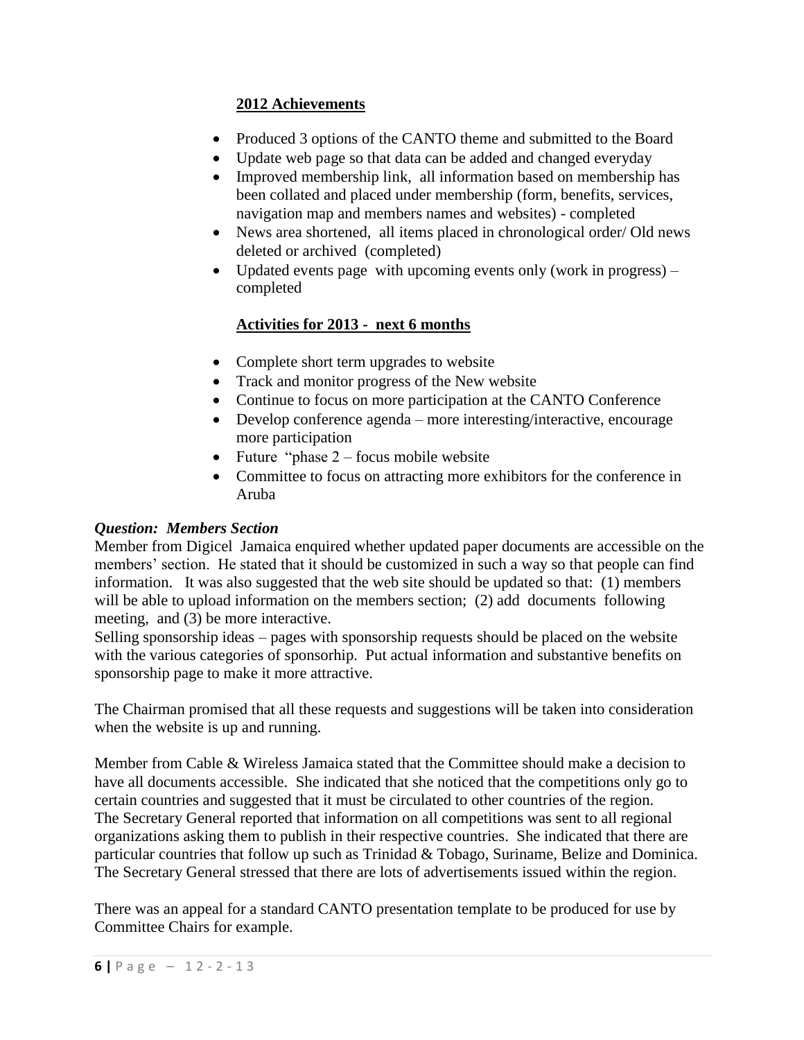**2012 Achievements**

- Produced 3 options of the CANTO theme and submitted to the Board
- Update web page so that data can be added and changed everyday
- Improved membership link, all information based on membership has been collated and placed under membership (form, benefits, services, navigation map and members names and websites) - completed
- News area shortened, all items placed in chronological order/ Old news deleted or archived (completed)
- Updated events page with upcoming events only (work in progress) – completed

**Activities for 2013 - next 6 months**

- Complete short term upgrades to website
- Track and monitor progress of the New website
- Continue to focus on more participation at the CANTO Conference
- Develop conference agenda – more interesting/interactive, encourage more participation
- Future "phase 2 – focus mobile website
- Committee to focus on attracting more exhibitors for the conference in Aruba

***Question: Members Section***

Member from Digicel Jamaica enquired whether updated paper documents are accessible on the members' section. He stated that it should be customized in such a way so that people can find information. It was also suggested that the web site should be updated so that: (1) members will be able to upload information on the members section; (2) add documents following meeting, and (3) be more interactive.
Selling sponsorship ideas – pages with sponsorship requests should be placed on the website with the various categories of sponsorhip. Put actual information and substantive benefits on sponsorship page to make it more attractive.

The Chairman promised that all these requests and suggestions will be taken into consideration when the website is up and running.

Member from Cable & Wireless Jamaica stated that the Committee should make a decision to have all documents accessible. She indicated that she noticed that the competitions only go to certain countries and suggested that it must be circulated to other countries of the region.
The Secretary General reported that information on all competitions was sent to all regional organizations asking them to publish in their respective countries. She indicated that there are particular countries that follow up such as Trinidad & Tobago, Suriname, Belize and Dominica. The Secretary General stressed that there are lots of advertisements issued within the region.

There was an appeal for a standard CANTO presentation template to be produced for use by Committee Chairs for example.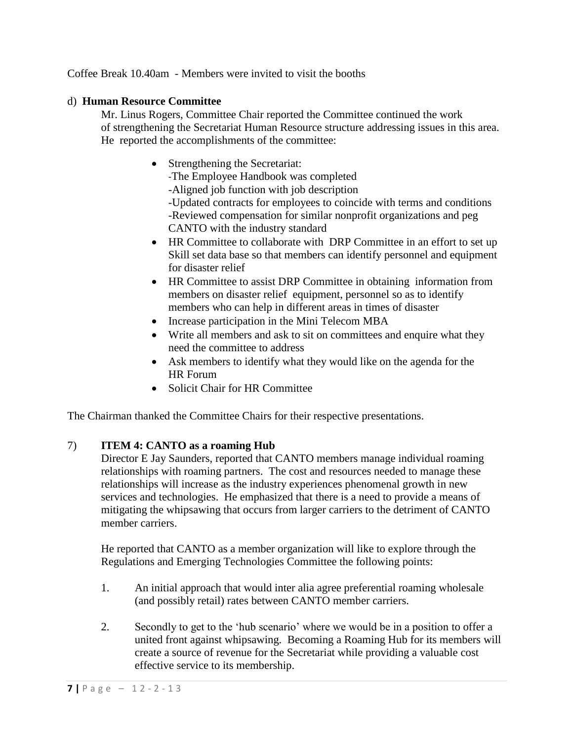Coffee Break 10.40am - Members were invited to visit the booths

d) **Human Resource Committee**

Mr. Linus Rogers, Committee Chair reported the Committee continued the work of strengthening the Secretariat Human Resource structure addressing issues in this area. He reported the accomplishments of the committee:

- Strengthening the Secretariat:
  - -The Employee Handbook was completed
  - -Aligned job function with job description
  - -Updated contracts for employees to coincide with terms and conditions
  - -Reviewed compensation for similar nonprofit organizations and peg CANTO with the industry standard
- HR Committee to collaborate with DRP Committee in an effort to set up Skill set data base so that members can identify personnel and equipment for disaster relief
- HR Committee to assist DRP Committee in obtaining information from members on disaster relief equipment, personnel so as to identify members who can help in different areas in times of disaster
- Increase participation in the Mini Telecom MBA
- Write all members and ask to sit on committees and enquire what they need the committee to address
- Ask members to identify what they would like on the agenda for the HR Forum
- Solicit Chair for HR Committee

The Chairman thanked the Committee Chairs for their respective presentations.

7) **ITEM 4: CANTO as a roaming Hub**

Director E Jay Saunders, reported that CANTO members manage individual roaming relationships with roaming partners. The cost and resources needed to manage these relationships will increase as the industry experiences phenomenal growth in new services and technologies. He emphasized that there is a need to provide a means of mitigating the whipsawing that occurs from larger carriers to the detriment of CANTO member carriers.

He reported that CANTO as a member organization will like to explore through the Regulations and Emerging Technologies Committee the following points:

1. An initial approach that would inter alia agree preferential roaming wholesale (and possibly retail) rates between CANTO member carriers.

2. Secondly to get to the 'hub scenario' where we would be in a position to offer a united front against whipsawing. Becoming a Roaming Hub for its members will create a source of revenue for the Secretariat while providing a valuable cost effective service to its membership.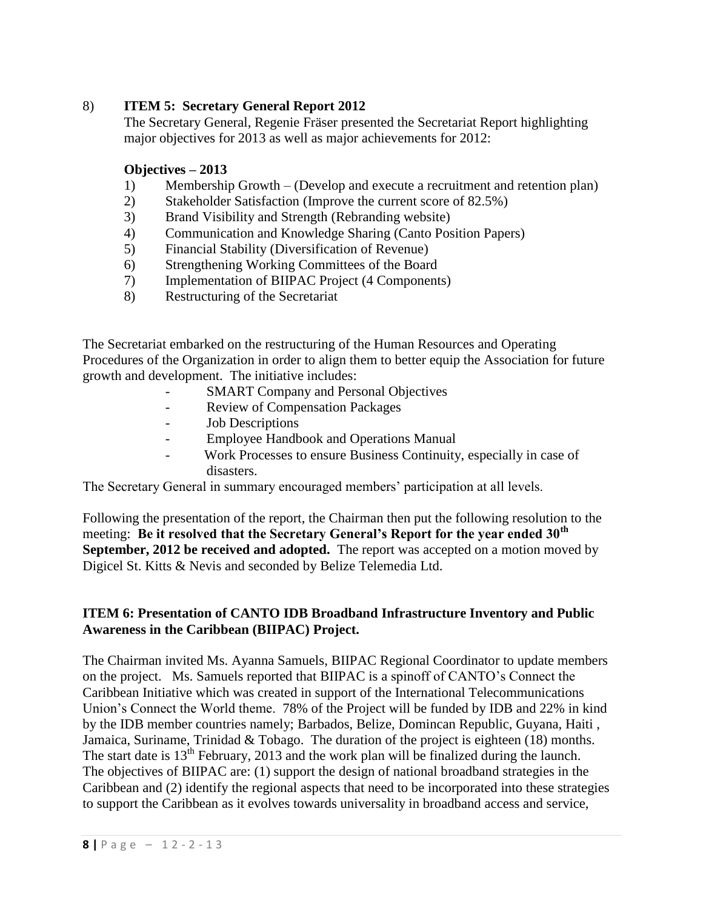8) **ITEM 5: Secretary General Report 2012**

The Secretary General, Regenie Fräser presented the Secretariat Report highlighting major objectives for 2013 as well as major achievements for 2012:

**Objectives – 2013**

1) Membership Growth – (Develop and execute a recruitment and retention plan)
2) Stakeholder Satisfaction (Improve the current score of 82.5%)
3) Brand Visibility and Strength (Rebranding website)
4) Communication and Knowledge Sharing (Canto Position Papers)
5) Financial Stability (Diversification of Revenue)
6) Strengthening Working Committees of the Board
7) Implementation of BIIPAC Project (4 Components)
8) Restructuring of the Secretariat

The Secretariat embarked on the restructuring of the Human Resources and Operating Procedures of the Organization in order to align them to better equip the Association for future growth and development. The initiative includes:

- SMART Company and Personal Objectives
- Review of Compensation Packages
- Job Descriptions
- Employee Handbook and Operations Manual
- Work Processes to ensure Business Continuity, especially in case of disasters.

The Secretary General in summary encouraged members' participation at all levels.

Following the presentation of the report, the Chairman then put the following resolution to the meeting: **Be it resolved that the Secretary General's Report for the year ended 30th September, 2012 be received and adopted.** The report was accepted on a motion moved by Digicel St. Kitts & Nevis and seconded by Belize Telemedia Ltd.

**ITEM 6: Presentation of CANTO IDB Broadband Infrastructure Inventory and Public Awareness in the Caribbean (BIIPAC) Project.**

The Chairman invited Ms. Ayanna Samuels, BIIPAC Regional Coordinator to update members on the project. Ms. Samuels reported that BIIPAC is a spinoff of CANTO's Connect the Caribbean Initiative which was created in support of the International Telecommunications Union's Connect the World theme. 78% of the Project will be funded by IDB and 22% in kind by the IDB member countries namely; Barbados, Belize, Domincan Republic, Guyana, Haiti , Jamaica, Suriname, Trinidad & Tobago. The duration of the project is eighteen (18) months. The start date is 13th February, 2013 and the work plan will be finalized during the launch. The objectives of BIIPAC are: (1) support the design of national broadband strategies in the Caribbean and (2) identify the regional aspects that need to be incorporated into these strategies to support the Caribbean as it evolves towards universality in broadband access and service,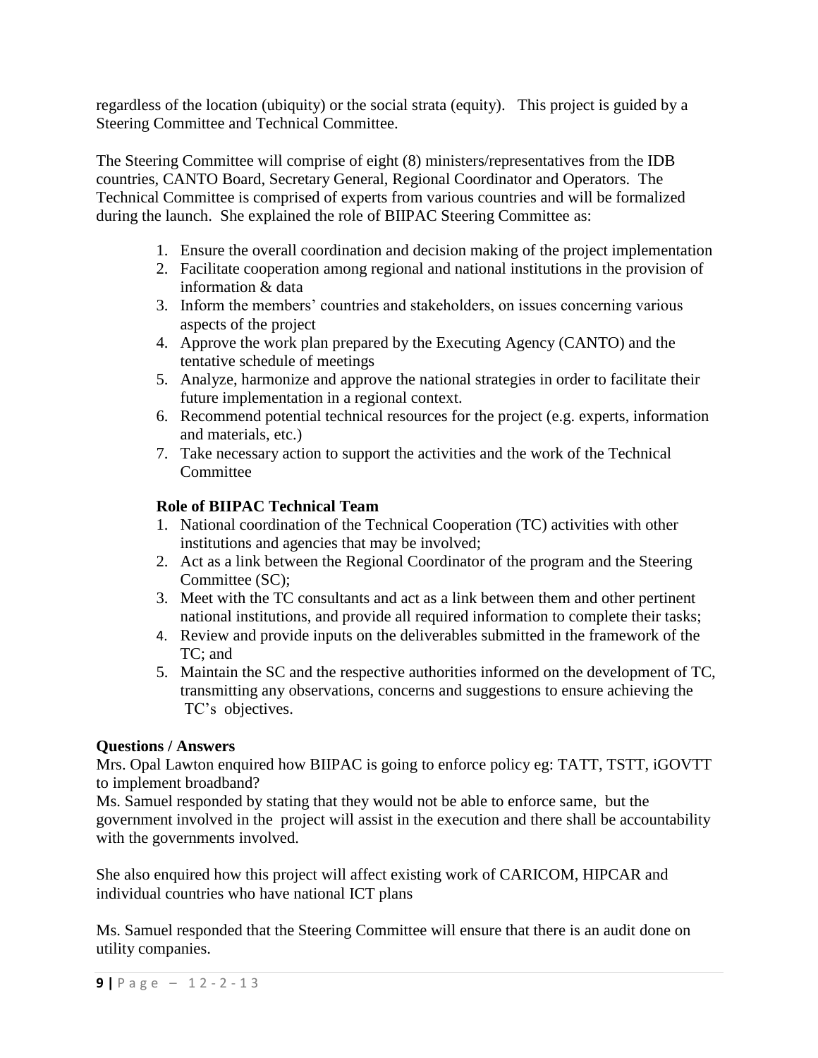regardless of the location (ubiquity) or the social strata (equity). This project is guided by a Steering Committee and Technical Committee.

The Steering Committee will comprise of eight (8) ministers/representatives from the IDB countries, CANTO Board, Secretary General, Regional Coordinator and Operators. The Technical Committee is comprised of experts from various countries and will be formalized during the launch. She explained the role of BIIPAC Steering Committee as:

1. Ensure the overall coordination and decision making of the project implementation
2. Facilitate cooperation among regional and national institutions in the provision of information & data
3. Inform the members' countries and stakeholders, on issues concerning various aspects of the project
4. Approve the work plan prepared by the Executing Agency (CANTO) and the tentative schedule of meetings
5. Analyze, harmonize and approve the national strategies in order to facilitate their future implementation in a regional context.
6. Recommend potential technical resources for the project (e.g. experts, information and materials, etc.)
7. Take necessary action to support the activities and the work of the Technical Committee

**Role of BIIPAC Technical Team**

1. National coordination of the Technical Cooperation (TC) activities with other institutions and agencies that may be involved;
2. Act as a link between the Regional Coordinator of the program and the Steering Committee (SC);
3. Meet with the TC consultants and act as a link between them and other pertinent national institutions, and provide all required information to complete their tasks;
4. Review and provide inputs on the deliverables submitted in the framework of the TC; and
5. Maintain the SC and the respective authorities informed on the development of TC, transmitting any observations, concerns and suggestions to ensure achieving the TC's objectives.

**Questions / Answers**

Mrs. Opal Lawton enquired how BIIPAC is going to enforce policy eg: TATT, TSTT, iGOVTT to implement broadband?

Ms. Samuel responded by stating that they would not be able to enforce same, but the government involved in the project will assist in the execution and there shall be accountability with the governments involved.

She also enquired how this project will affect existing work of CARICOM, HIPCAR and individual countries who have national ICT plans

Ms. Samuel responded that the Steering Committee will ensure that there is an audit done on utility companies.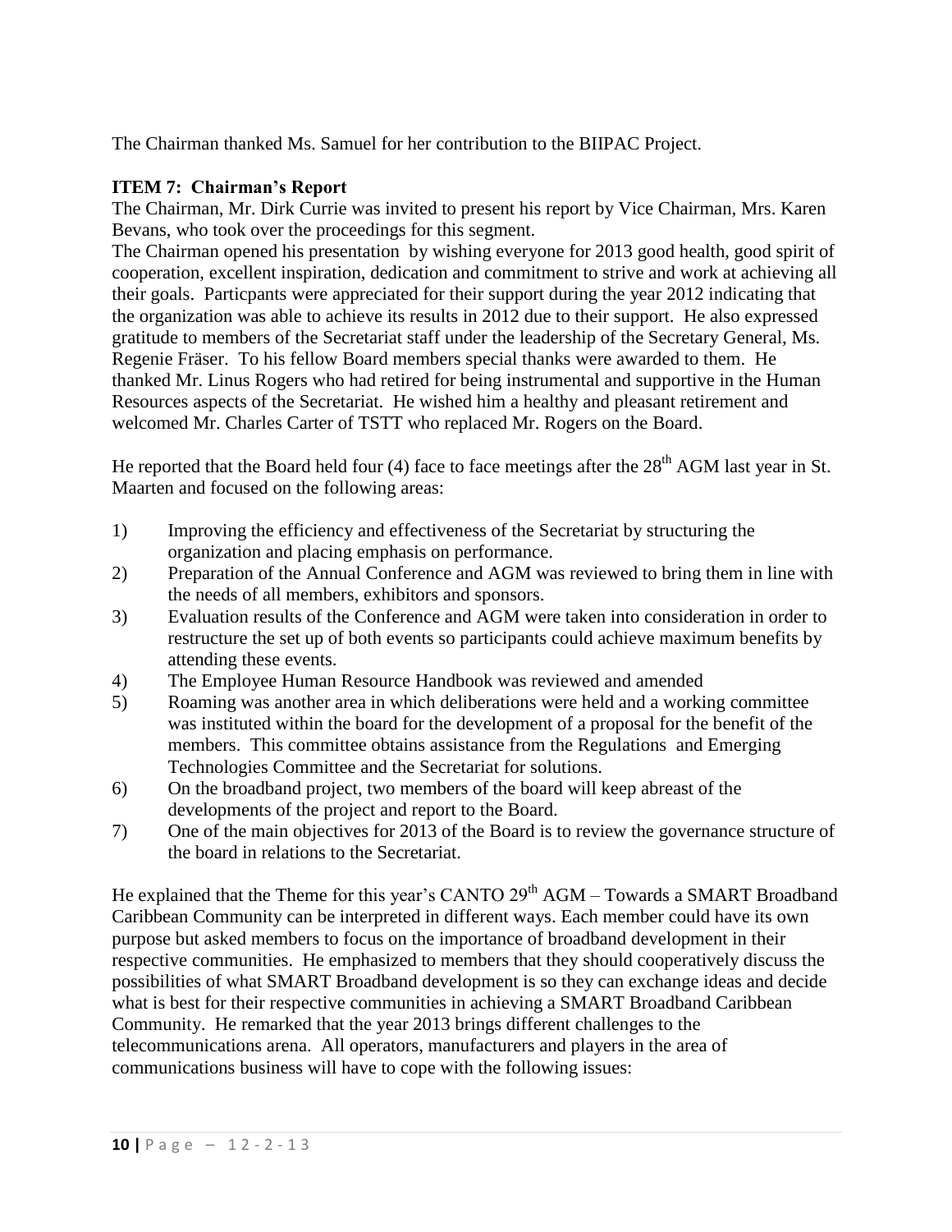The Chairman thanked Ms. Samuel for her contribution to the BIIPAC Project.

**ITEM 7: Chairman's Report**

The Chairman, Mr. Dirk Currie was invited to present his report by Vice Chairman, Mrs. Karen Bevans, who took over the proceedings for this segment.

The Chairman opened his presentation by wishing everyone for 2013 good health, good spirit of cooperation, excellent inspiration, dedication and commitment to strive and work at achieving all their goals. Particpants were appreciated for their support during the year 2012 indicating that the organization was able to achieve its results in 2012 due to their support. He also expressed gratitude to members of the Secretariat staff under the leadership of the Secretary General, Ms. Regenie Fräser. To his fellow Board members special thanks were awarded to them. He thanked Mr. Linus Rogers who had retired for being instrumental and supportive in the Human Resources aspects of the Secretariat. He wished him a healthy and pleasant retirement and welcomed Mr. Charles Carter of TSTT who replaced Mr. Rogers on the Board.

He reported that the Board held four (4) face to face meetings after the 28th AGM last year in St. Maarten and focused on the following areas:

1) Improving the efficiency and effectiveness of the Secretariat by structuring the organization and placing emphasis on performance.
2) Preparation of the Annual Conference and AGM was reviewed to bring them in line with the needs of all members, exhibitors and sponsors.
3) Evaluation results of the Conference and AGM were taken into consideration in order to restructure the set up of both events so participants could achieve maximum benefits by attending these events.
4) The Employee Human Resource Handbook was reviewed and amended
5) Roaming was another area in which deliberations were held and a working committee was instituted within the board for the development of a proposal for the benefit of the members. This committee obtains assistance from the Regulations and Emerging Technologies Committee and the Secretariat for solutions.
6) On the broadband project, two members of the board will keep abreast of the developments of the project and report to the Board.
7) One of the main objectives for 2013 of the Board is to review the governance structure of the board in relations to the Secretariat.

He explained that the Theme for this year's CANTO 29th AGM – Towards a SMART Broadband Caribbean Community can be interpreted in different ways. Each member could have its own purpose but asked members to focus on the importance of broadband development in their respective communities. He emphasized to members that they should cooperatively discuss the possibilities of what SMART Broadband development is so they can exchange ideas and decide what is best for their respective communities in achieving a SMART Broadband Caribbean Community. He remarked that the year 2013 brings different challenges to the telecommunications arena. All operators, manufacturers and players in the area of communications business will have to cope with the following issues: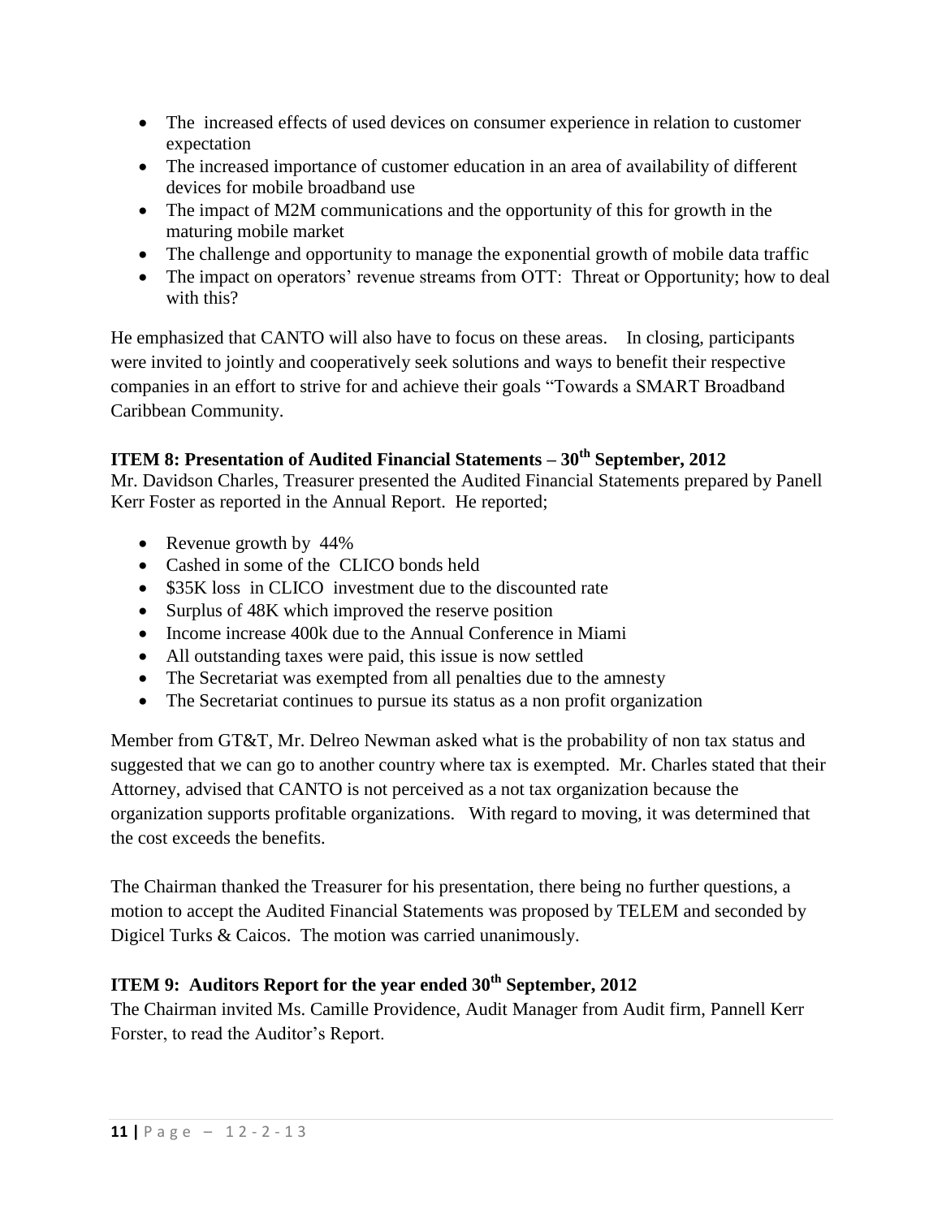- The increased effects of used devices on consumer experience in relation to customer expectation
- The increased importance of customer education in an area of availability of different devices for mobile broadband use
- The impact of M2M communications and the opportunity of this for growth in the maturing mobile market
- The challenge and opportunity to manage the exponential growth of mobile data traffic
- The impact on operators' revenue streams from OTT: Threat or Opportunity; how to deal with this?

He emphasized that CANTO will also have to focus on these areas. In closing, participants were invited to jointly and cooperatively seek solutions and ways to benefit their respective companies in an effort to strive for and achieve their goals "Towards a SMART Broadband Caribbean Community.

### ITEM 8: Presentation of Audited Financial Statements – 30th September, 2012

Mr. Davidson Charles, Treasurer presented the Audited Financial Statements prepared by Panell Kerr Foster as reported in the Annual Report. He reported;

- Revenue growth by 44%
- Cashed in some of the CLICO bonds held
- \$35K loss in CLICO investment due to the discounted rate
- Surplus of 48K which improved the reserve position
- Income increase 400k due to the Annual Conference in Miami
- All outstanding taxes were paid, this issue is now settled
- The Secretariat was exempted from all penalties due to the amnesty
- The Secretariat continues to pursue its status as a non profit organization

Member from GT&T, Mr. Delreo Newman asked what is the probability of non tax status and suggested that we can go to another country where tax is exempted. Mr. Charles stated that their Attorney, advised that CANTO is not perceived as a not tax organization because the organization supports profitable organizations. With regard to moving, it was determined that the cost exceeds the benefits.

The Chairman thanked the Treasurer for his presentation, there being no further questions, a motion to accept the Audited Financial Statements was proposed by TELEM and seconded by Digicel Turks & Caicos. The motion was carried unanimously.

### ITEM 9: Auditors Report for the year ended 30th September, 2012

The Chairman invited Ms. Camille Providence, Audit Manager from Audit firm, Pannell Kerr Forster, to read the Auditor's Report.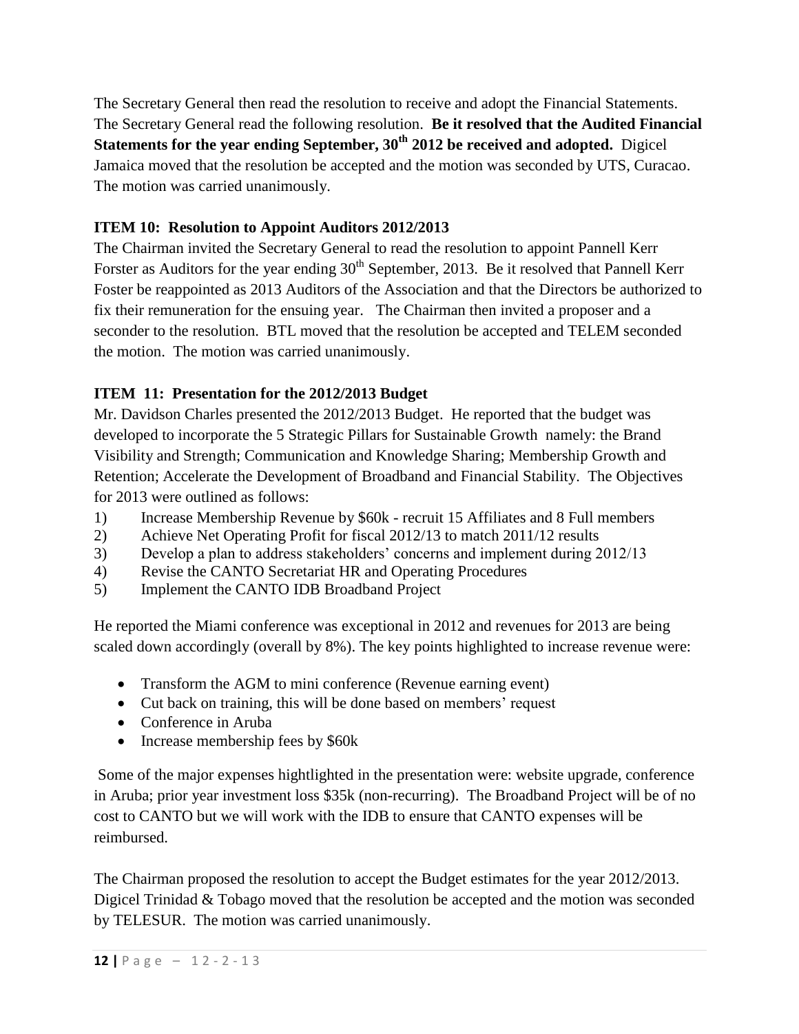The Secretary General then read the resolution to receive and adopt the Financial Statements. The Secretary General read the following resolution. **Be it resolved that the Audited Financial Statements for the year ending September, 30th 2012 be received and adopted.** Digicel Jamaica moved that the resolution be accepted and the motion was seconded by UTS, Curacao. The motion was carried unanimously.

**ITEM 10: Resolution to Appoint Auditors 2012/2013**

The Chairman invited the Secretary General to read the resolution to appoint Pannell Kerr Forster as Auditors for the year ending 30th September, 2013. Be it resolved that Pannell Kerr Foster be reappointed as 2013 Auditors of the Association and that the Directors be authorized to fix their remuneration for the ensuing year. The Chairman then invited a proposer and a seconder to the resolution. BTL moved that the resolution be accepted and TELEM seconded the motion. The motion was carried unanimously.

**ITEM 11: Presentation for the 2012/2013 Budget**

Mr. Davidson Charles presented the 2012/2013 Budget. He reported that the budget was developed to incorporate the 5 Strategic Pillars for Sustainable Growth namely: the Brand Visibility and Strength; Communication and Knowledge Sharing; Membership Growth and Retention; Accelerate the Development of Broadband and Financial Stability. The Objectives for 2013 were outlined as follows:

1) Increase Membership Revenue by $60k - recruit 15 Affiliates and 8 Full members
2) Achieve Net Operating Profit for fiscal 2012/13 to match 2011/12 results
3) Develop a plan to address stakeholders' concerns and implement during 2012/13
4) Revise the CANTO Secretariat HR and Operating Procedures
5) Implement the CANTO IDB Broadband Project

He reported the Miami conference was exceptional in 2012 and revenues for 2013 are being scaled down accordingly (overall by 8%). The key points highlighted to increase revenue were:

- Transform the AGM to mini conference (Revenue earning event)
- Cut back on training, this will be done based on members' request
- Conference in Aruba
- Increase membership fees by $60k

Some of the major expenses hightlighted in the presentation were: website upgrade, conference in Aruba; prior year investment loss $35k (non-recurring). The Broadband Project will be of no cost to CANTO but we will work with the IDB to ensure that CANTO expenses will be reimbursed.

The Chairman proposed the resolution to accept the Budget estimates for the year 2012/2013. Digicel Trinidad & Tobago moved that the resolution be accepted and the motion was seconded by TELESUR. The motion was carried unanimously.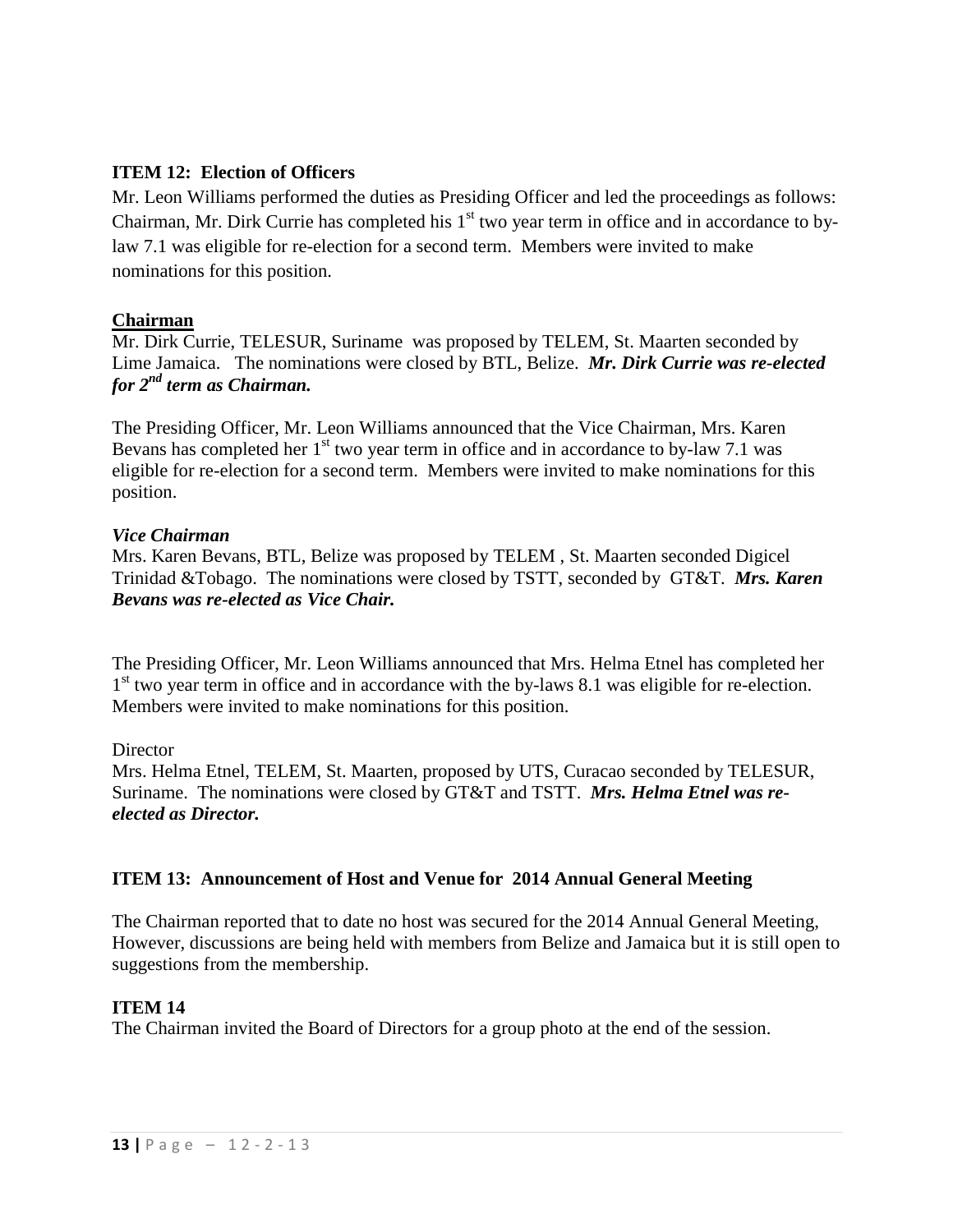**ITEM 12: Election of Officers**

Mr. Leon Williams performed the duties as Presiding Officer and led the proceedings as follows: Chairman, Mr. Dirk Currie has completed his 1st two year term in office and in accordance to by-law 7.1 was eligible for re-election for a second term. Members were invited to make nominations for this position.

**Chairman**

Mr. Dirk Currie, TELESUR, Suriname was proposed by TELEM, St. Maarten seconded by Lime Jamaica. The nominations were closed by BTL, Belize. ***Mr. Dirk Currie was re-elected for 2nd term as Chairman.***

The Presiding Officer, Mr. Leon Williams announced that the Vice Chairman, Mrs. Karen Bevans has completed her 1st two year term in office and in accordance to by-law 7.1 was eligible for re-election for a second term. Members were invited to make nominations for this position.

***Vice Chairman***

Mrs. Karen Bevans, BTL, Belize was proposed by TELEM , St. Maarten seconded Digicel Trinidad &Tobago. The nominations were closed by TSTT, seconded by GT&T. ***Mrs. Karen Bevans was re-elected as Vice Chair.***

The Presiding Officer, Mr. Leon Williams announced that Mrs. Helma Etnel has completed her 1st two year term in office and in accordance with the by-laws 8.1 was eligible for re-election. Members were invited to make nominations for this position.

Director

Mrs. Helma Etnel, TELEM, St. Maarten, proposed by UTS, Curacao seconded by TELESUR, Suriname. The nominations were closed by GT&T and TSTT. ***Mrs. Helma Etnel was re-elected as Director.***

**ITEM 13: Announcement of Host and Venue for 2014 Annual General Meeting**

The Chairman reported that to date no host was secured for the 2014 Annual General Meeting, However, discussions are being held with members from Belize and Jamaica but it is still open to suggestions from the membership.

**ITEM 14**

The Chairman invited the Board of Directors for a group photo at the end of the session.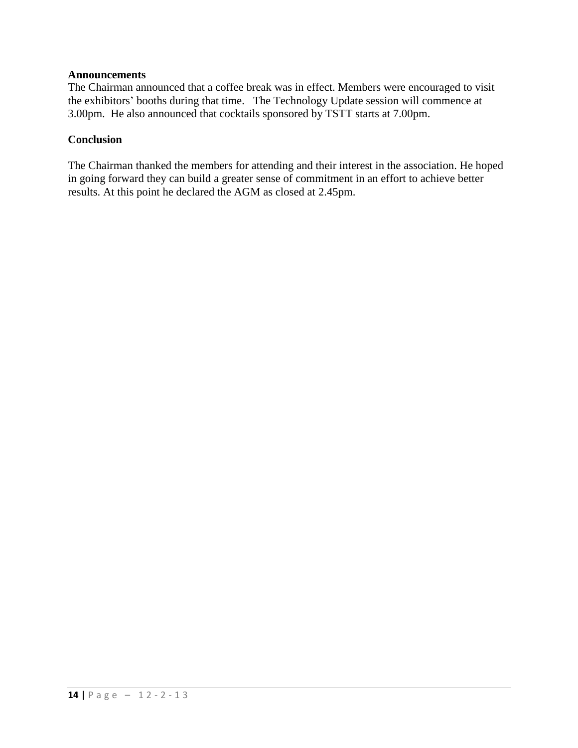**Announcements**

The Chairman announced that a coffee break was in effect. Members were encouraged to visit the exhibitors' booths during that time. The Technology Update session will commence at 3.00pm. He also announced that cocktails sponsored by TSTT starts at 7.00pm.

**Conclusion**

The Chairman thanked the members for attending and their interest in the association. He hoped in going forward they can build a greater sense of commitment in an effort to achieve better results. At this point he declared the AGM as closed at 2.45pm.